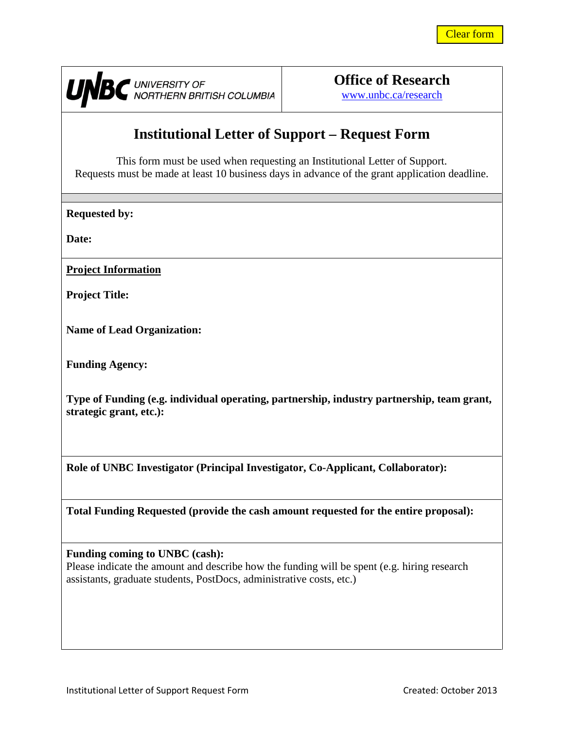Clear form

UNBC UNIVERSITY OF NORTHERN BRITISH COLUMBIA

**Office of Research**
www.unbc.ca/research

# Institutional Letter of Support – Request Form

This form must be used when requesting an Institutional Letter of Support.
Requests must be made at least 10 business days in advance of the grant application deadline.

**Requested by:**

**Date:**

**<u>Project Information</u>**

**Project Title:**

**Name of Lead Organization:**

**Funding Agency:**

**Type of Funding (e.g. individual operating, partnership, industry partnership, team grant, strategic grant, etc.):**

**Role of UNBC Investigator (Principal Investigator, Co-Applicant, Collaborator):**

**Total Funding Requested (provide the cash amount requested for the entire proposal):**

**Funding coming to UNBC (cash):**
Please indicate the amount and describe how the funding will be spent (e.g. hiring research assistants, graduate students, PostDocs, administrative costs, etc.)

Institutional Letter of Support Request Form Created: October 2013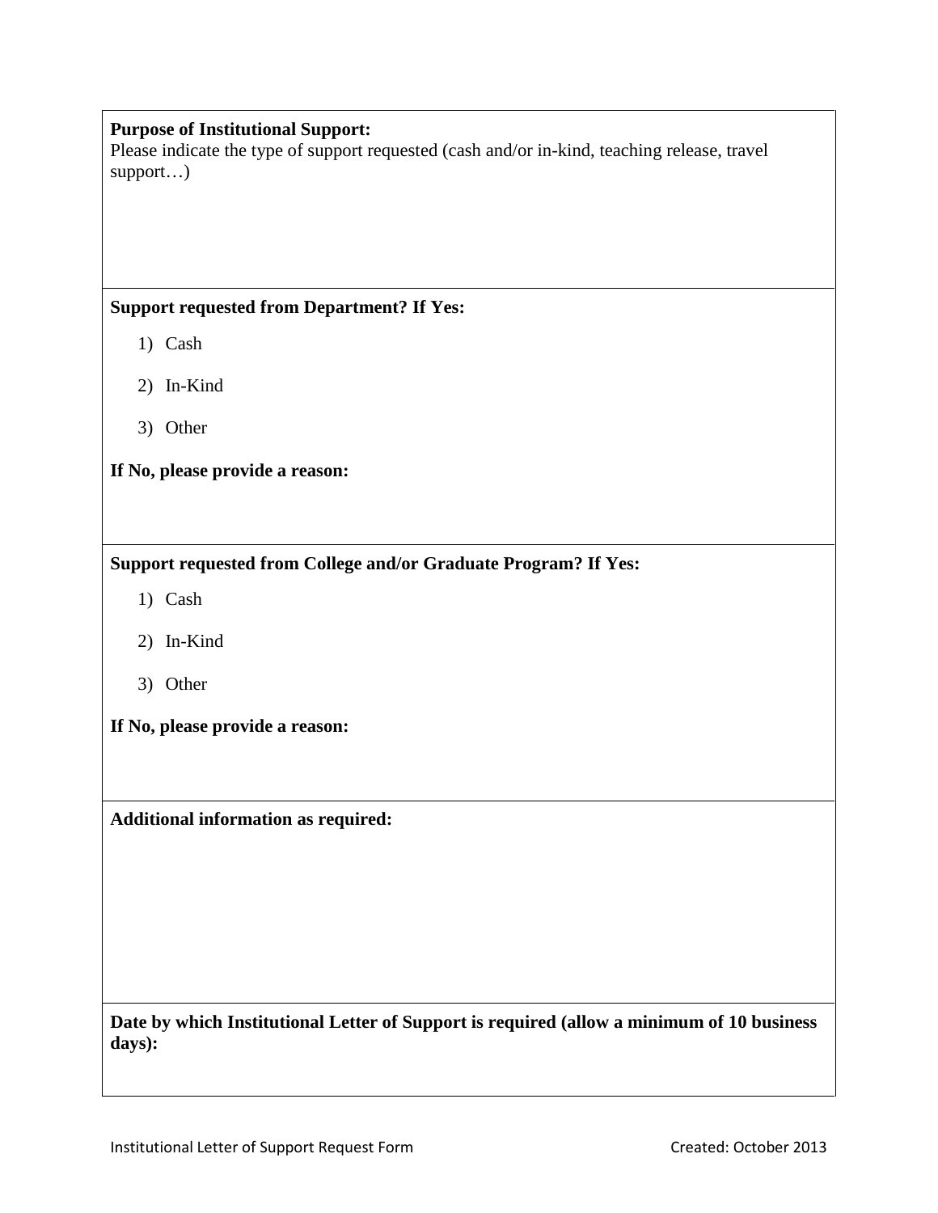**Purpose of Institutional Support:**
Please indicate the type of support requested (cash and/or in-kind, teaching release, travel support…)

**Support requested from Department? If Yes:**

1) Cash
2) In-Kind
3) Other

**If No, please provide a reason:**

**Support requested from College and/or Graduate Program? If Yes:**

1) Cash
2) In-Kind
3) Other

**If No, please provide a reason:**

**Additional information as required:**

**Date by which Institutional Letter of Support is required (allow a minimum of 10 business days):**